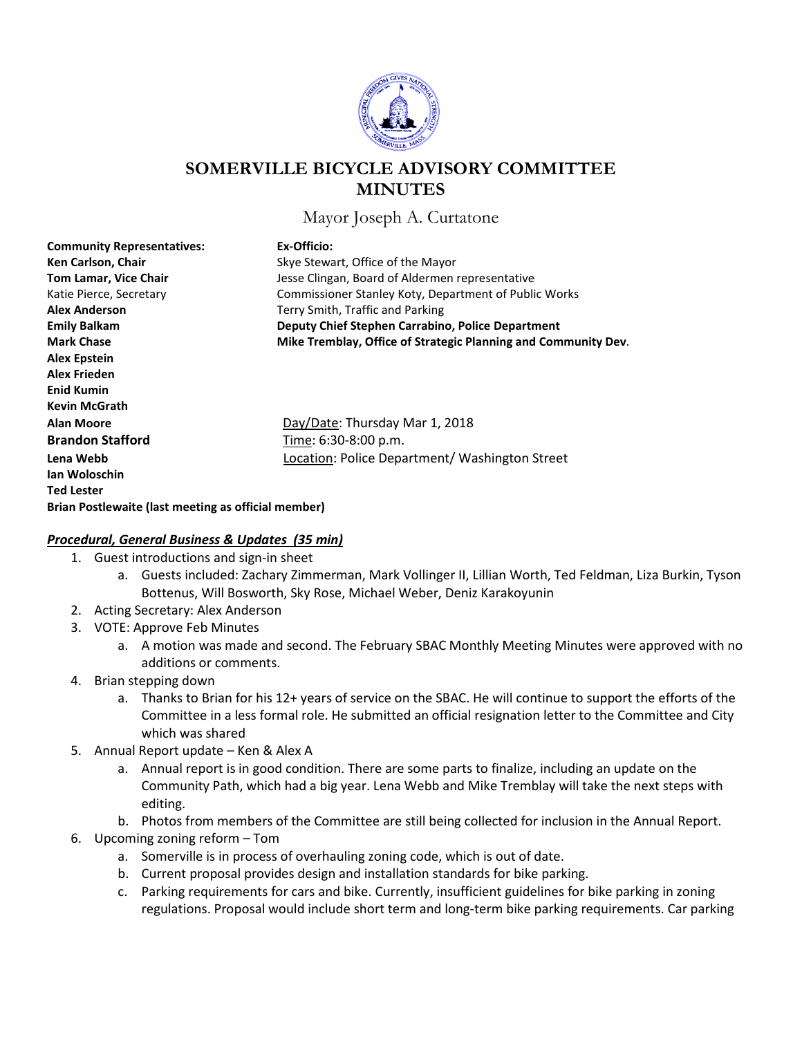# SOMERVILLE BICYCLE ADVISORY COMMITTEE MINUTES

Mayor Joseph A. Curtatone

**Community Representatives:**
**Ken Carlson, Chair**
**Tom Lamar, Vice Chair**
Katie Pierce, Secretary
**Alex Anderson**
**Emily Balkam**
**Mark Chase**
**Alex Epstein**
**Alex Frieden**
**Enid Kumin**
**Kevin McGrath**
**Alan Moore**
**Brandon Stafford**
**Lena Webb**
**Ian Woloschin**
**Ted Lester**
**Brian Postlewaite (last meeting as official member)**

**Ex-Officio:**
Skye Stewart, Office of the Mayor
Jesse Clingan, Board of Aldermen representative
Commissioner Stanley Koty, Department of Public Works
Terry Smith, Traffic and Parking
**Deputy Chief Stephen Carrabino, Police Department**
**Mike Tremblay, Office of Strategic Planning and Community Dev**.

Day/Date: Thursday Mar 1, 2018
Time: 6:30-8:00 p.m.
Location: Police Department/ Washington Street

## *Procedural, General Business & Updates (35 min)*

1. Guest introductions and sign-in sheet
   a. Guests included: Zachary Zimmerman, Mark Vollinger II, Lillian Worth, Ted Feldman, Liza Burkin, Tyson Bottenus, Will Bosworth, Sky Rose, Michael Weber, Deniz Karakoyunin
2. Acting Secretary: Alex Anderson
3. VOTE: Approve Feb Minutes
   a. A motion was made and second. The February SBAC Monthly Meeting Minutes were approved with no additions or comments.
4. Brian stepping down
   a. Thanks to Brian for his 12+ years of service on the SBAC. He will continue to support the efforts of the Committee in a less formal role. He submitted an official resignation letter to the Committee and City which was shared
5. Annual Report update – Ken & Alex A
   a. Annual report is in good condition. There are some parts to finalize, including an update on the Community Path, which had a big year. Lena Webb and Mike Tremblay will take the next steps with editing.
   b. Photos from members of the Committee are still being collected for inclusion in the Annual Report.
6. Upcoming zoning reform – Tom
   a. Somerville is in process of overhauling zoning code, which is out of date.
   b. Current proposal provides design and installation standards for bike parking.
   c. Parking requirements for cars and bike. Currently, insufficient guidelines for bike parking in zoning regulations. Proposal would include short term and long-term bike parking requirements. Car parking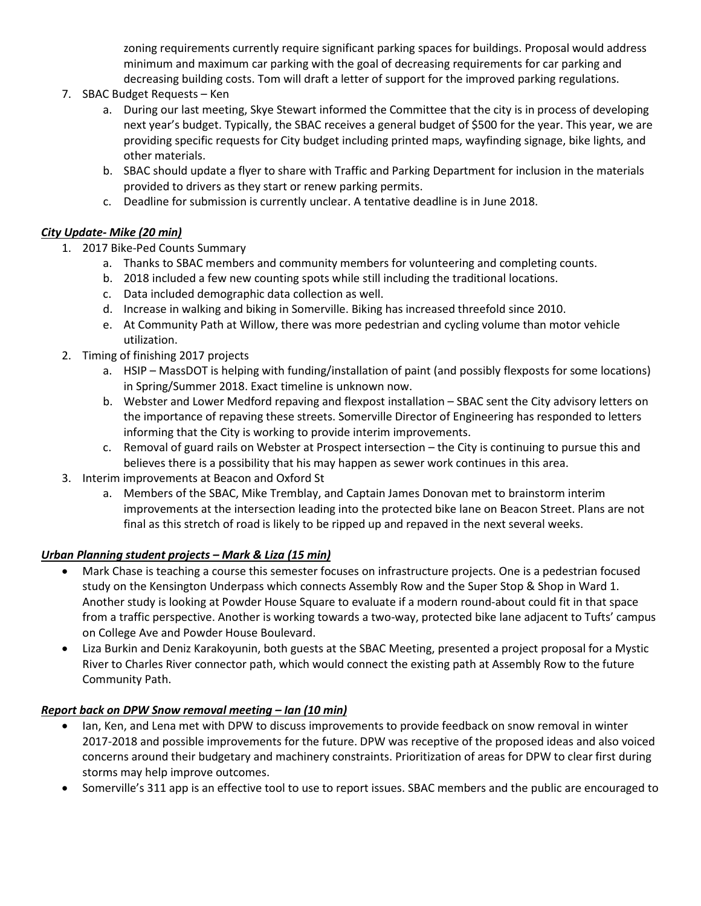zoning requirements currently require significant parking spaces for buildings. Proposal would address minimum and maximum car parking with the goal of decreasing requirements for car parking and decreasing building costs. Tom will draft a letter of support for the improved parking regulations.

7. SBAC Budget Requests – Ken
   a. During our last meeting, Skye Stewart informed the Committee that the city is in process of developing next year's budget. Typically, the SBAC receives a general budget of $500 for the year. This year, we are providing specific requests for City budget including printed maps, wayfinding signage, bike lights, and other materials.
   b. SBAC should update a flyer to share with Traffic and Parking Department for inclusion in the materials provided to drivers as they start or renew parking permits.
   c. Deadline for submission is currently unclear. A tentative deadline is in June 2018.

***City Update- Mike (20 min)***

1. 2017 Bike-Ped Counts Summary
   a. Thanks to SBAC members and community members for volunteering and completing counts.
   b. 2018 included a few new counting spots while still including the traditional locations.
   c. Data included demographic data collection as well.
   d. Increase in walking and biking in Somerville. Biking has increased threefold since 2010.
   e. At Community Path at Willow, there was more pedestrian and cycling volume than motor vehicle utilization.
2. Timing of finishing 2017 projects
   a. HSIP – MassDOT is helping with funding/installation of paint (and possibly flexposts for some locations) in Spring/Summer 2018. Exact timeline is unknown now.
   b. Webster and Lower Medford repaving and flexpost installation – SBAC sent the City advisory letters on the importance of repaving these streets. Somerville Director of Engineering has responded to letters informing that the City is working to provide interim improvements.
   c. Removal of guard rails on Webster at Prospect intersection – the City is continuing to pursue this and believes there is a possibility that his may happen as sewer work continues in this area.
3. Interim improvements at Beacon and Oxford St
   a. Members of the SBAC, Mike Tremblay, and Captain James Donovan met to brainstorm interim improvements at the intersection leading into the protected bike lane on Beacon Street. Plans are not final as this stretch of road is likely to be ripped up and repaved in the next several weeks.

***Urban Planning student projects – Mark & Liza (15 min)***

- Mark Chase is teaching a course this semester focuses on infrastructure projects. One is a pedestrian focused study on the Kensington Underpass which connects Assembly Row and the Super Stop & Shop in Ward 1. Another study is looking at Powder House Square to evaluate if a modern round-about could fit in that space from a traffic perspective. Another is working towards a two-way, protected bike lane adjacent to Tufts' campus on College Ave and Powder House Boulevard.
- Liza Burkin and Deniz Karakoyunin, both guests at the SBAC Meeting, presented a project proposal for a Mystic River to Charles River connector path, which would connect the existing path at Assembly Row to the future Community Path.

***Report back on DPW Snow removal meeting – Ian (10 min)***

- Ian, Ken, and Lena met with DPW to discuss improvements to provide feedback on snow removal in winter 2017-2018 and possible improvements for the future. DPW was receptive of the proposed ideas and also voiced concerns around their budgetary and machinery constraints. Prioritization of areas for DPW to clear first during storms may help improve outcomes.
- Somerville's 311 app is an effective tool to use to report issues. SBAC members and the public are encouraged to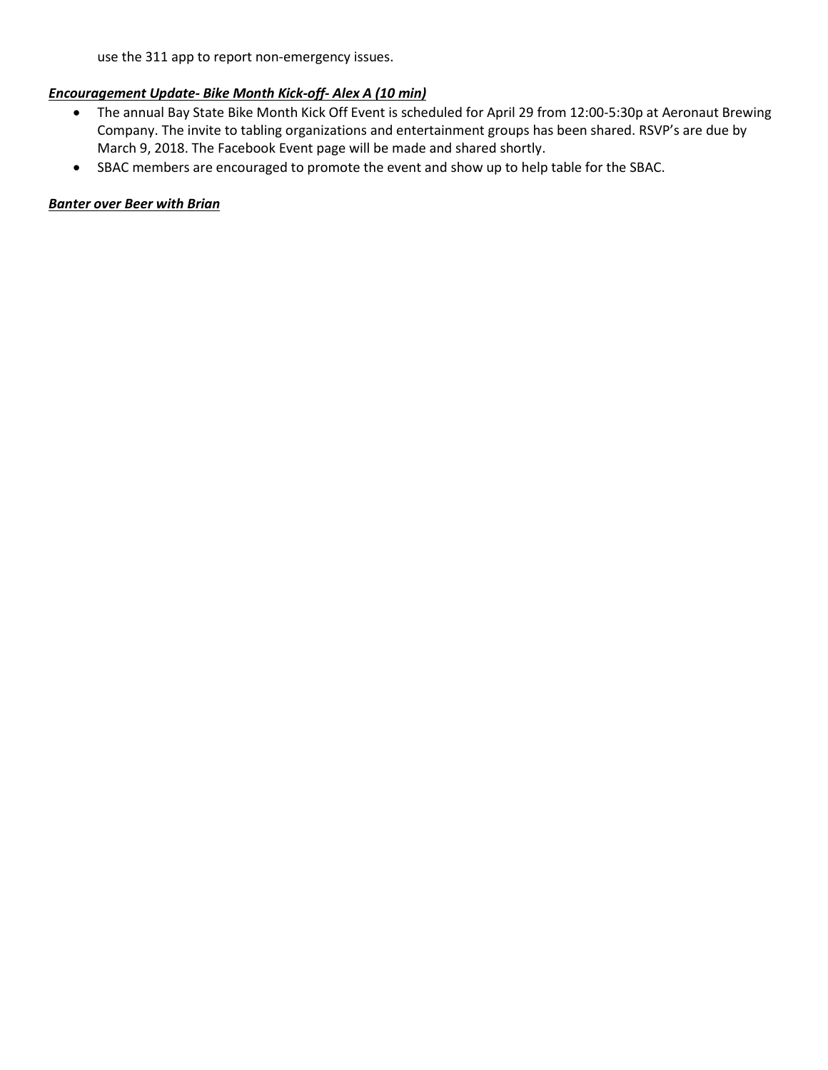use the 311 app to report non-emergency issues.

***Encouragement Update- Bike Month Kick-off- Alex A (10 min)***

- The annual Bay State Bike Month Kick Off Event is scheduled for April 29 from 12:00-5:30p at Aeronaut Brewing Company. The invite to tabling organizations and entertainment groups has been shared. RSVP's are due by March 9, 2018. The Facebook Event page will be made and shared shortly.
- SBAC members are encouraged to promote the event and show up to help table for the SBAC.

***Banter over Beer with Brian***